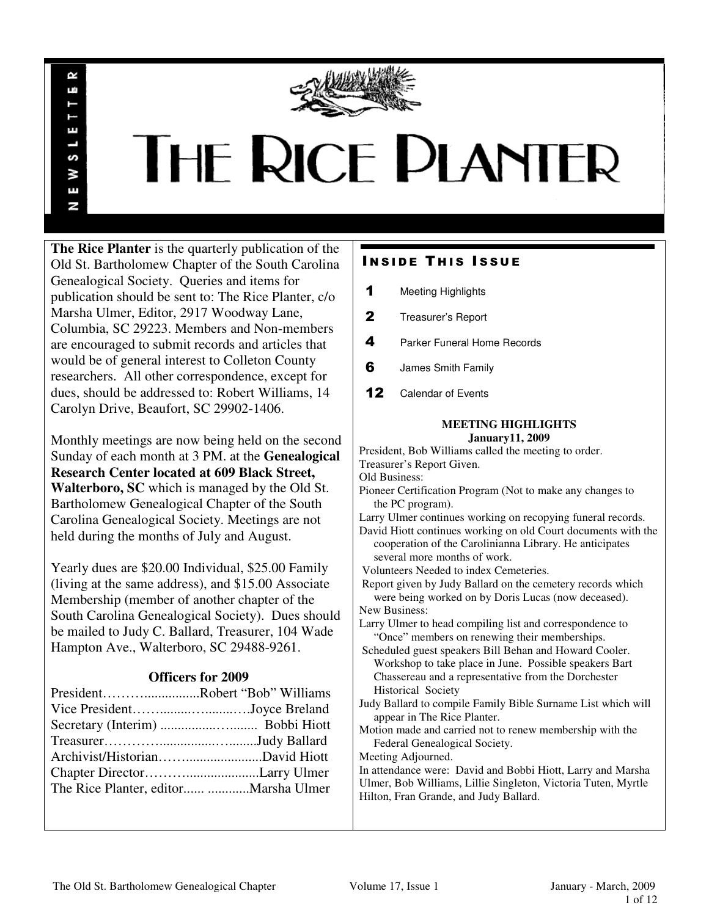# THE RICE PLANTER

NEWSLETTER

**The Rice Planter** is the quarterly publication of the Old St. Bartholomew Chapter of the South Carolina Genealogical Society. Queries and items for publication should be sent to: The Rice Planter, c/o Marsha Ulmer, Editor, 2917 Woodway Lane, Columbia, SC 29223. Members and Non-members are encouraged to submit records and articles that would be of general interest to Colleton County researchers. All other correspondence, except for dues, should be addressed to: Robert Williams, 14 Carolyn Drive, Beaufort, SC 29902-1406.

Monthly meetings are now being held on the second Sunday of each month at 3 PM. at the **Genealogical Research Center located at 609 Black Street, Walterboro, SC** which is managed by the Old St. Bartholomew Genealogical Chapter of the South Carolina Genealogical Society. Meetings are not held during the months of July and August.

Yearly dues are $20.00 Individual, $25.00 Family (living at the same address), and $15.00 Associate Membership (member of another chapter of the South Carolina Genealogical Society). Dues should be mailed to Judy C. Ballard, Treasurer, 104 Wade Hampton Ave., Walterboro, SC 29488-9261.

### Officers for 2009

President……….................Robert "Bob" Williams
Vice President……........…........….Joyce Breland
Secretary (Interim) ..............…........ Bobbi Hiott
Treasurer………….............…........Judy Ballard
Archivist/Historian……......................David Hiott
Chapter Director……….....................Larry Ulmer
The Rice Planter, editor...... ............Marsha Ulmer

## INSIDE THIS ISSUE

- **1** Meeting Highlights
- **2** Treasurer's Report
- **4** Parker Funeral Home Records
- **6** James Smith Family
- **12** Calendar of Events

### MEETING HIGHLIGHTS
**January11, 2009**

President, Bob Williams called the meeting to order.
Treasurer's Report Given.
Old Business:
Pioneer Certification Program (Not to make any changes to the PC program).
Larry Ulmer continues working on recopying funeral records.
David Hiott continues working on old Court documents with the cooperation of the Carolinianna Library. He anticipates several more months of work.
Volunteers Needed to index Cemeteries.
Report given by Judy Ballard on the cemetery records which were being worked on by Doris Lucas (now deceased).
New Business:
Larry Ulmer to head compiling list and correspondence to "Once" members on renewing their memberships.
Scheduled guest speakers Bill Behan and Howard Cooler. Workshop to take place in June. Possible speakers Bart Chassereau and a representative from the Dorchester Historical Society
Judy Ballard to compile Family Bible Surname List which will appear in The Rice Planter.
Motion made and carried not to renew membership with the Federal Genealogical Society.
Meeting Adjourned.
In attendance were: David and Bobbi Hiott, Larry and Marsha Ulmer, Bob Williams, Lillie Singleton, Victoria Tuten, Myrtle Hilton, Fran Grande, and Judy Ballard.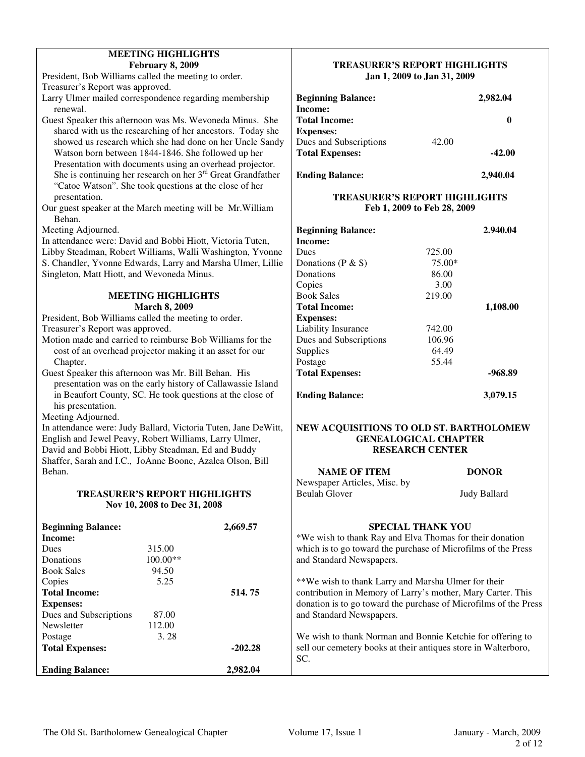## MEETING HIGHLIGHTS
### February 8, 2009

President, Bob Williams called the meeting to order.
Treasurer's Report was approved.
Larry Ulmer mailed correspondence regarding membership renewal.
Guest Speaker this afternoon was Ms. Wevoneda Minus. She shared with us the researching of her ancestors. Today she showed us research which she had done on her Uncle Sandy Watson born between 1844-1846. She followed up her Presentation with documents using an overhead projector. She is continuing her research on her 3rd Great Grandfather "Catoe Watson". She took questions at the close of her presentation.
Our guest speaker at the March meeting will be Mr.William Behan.
Meeting Adjourned.
In attendance were: David and Bobbi Hiott, Victoria Tuten, Libby Steadman, Robert Williams, Walli Washington, Yvonne S. Chandler, Yvonne Edwards, Larry and Marsha Ulmer, Lillie Singleton, Matt Hiott, and Wevoneda Minus.

## MEETING HIGHLIGHTS
### March 8, 2009

President, Bob Williams called the meeting to order.
Treasurer's Report was approved.
Motion made and carried to reimburse Bob Williams for the cost of an overhead projector making it an asset for our Chapter.
Guest Speaker this afternoon was Mr. Bill Behan. His presentation was on the early history of Callawassie Island in Beaufort County, SC. He took questions at the close of his presentation.
Meeting Adjourned.
In attendance were: Judy Ballard, Victoria Tuten, Jane DeWitt, English and Jewel Peavy, Robert Williams, Larry Ulmer, David and Bobbi Hiott, Libby Steadman, Ed and Buddy Shaffer, Sarah and I.C., JoAnne Boone, Azalea Olson, Bill Behan.

## TREASURER'S REPORT HIGHLIGHTS
### Nov 10, 2008 to Dec 31, 2008

| | | |
|---|---|---|
| **Beginning Balance:** | | **2,669.57** |
| **Income:** | | |
| Dues | 315.00 | |
| Donations | 100.00** | |
| Book Sales | 94.50 | |
| Copies | 5.25 | |
| **Total Income:** | | **514. 75** |
| **Expenses:** | | |
| Dues and Subscriptions | 87.00 | |
| Newsletter | 112.00 | |
| Postage | 3. 28 | |
| **Total Expenses:** | | **-202.28** |
| **Ending Balance:** | | **2,982.04** |

## TREASURER'S REPORT HIGHLIGHTS
### Jan 1, 2009 to Jan 31, 2009

| | | |
|---|---|---|
| **Beginning Balance:** | | **2,982.04** |
| **Income:** | | |
| **Total Income:** | | **0** |
| **Expenses:** | | |
| Dues and Subscriptions | 42.00 | |
| **Total Expenses:** | | **-42.00** |
| **Ending Balance:** | | **2,940.04** |

## TREASURER'S REPORT HIGHLIGHTS
### Feb 1, 2009 to Feb 28, 2009

| | | |
|---|---|---|
| **Beginning Balance:** | | **2.940.04** |
| **Income:** | | |
| Dues | 725.00 | |
| Donations (P & S) | 75.00* | |
| Donations | 86.00 | |
| Copies | 3.00 | |
| Book Sales | 219.00 | |
| **Total Income:** | | **1,108.00** |
| **Expenses:** | | |
| Liability Insurance | 742.00 | |
| Dues and Subscriptions | 106.96 | |
| Supplies | 64.49 | |
| Postage | 55.44 | |
| **Total Expenses:** | | **-968.89** |
| **Ending Balance:** | | **3,079.15** |

## NEW ACQUISITIONS TO OLD ST. BARTHOLOMEW GENEALOGICAL CHAPTER RESEARCH CENTER

| NAME OF ITEM | DONOR |
|---|---|
| Newspaper Articles, Misc. by Beulah Glover | Judy Ballard |

## SPECIAL THANK YOU

*We wish to thank Ray and Elva Thomas for their donation which is to go toward the purchase of Microfilms of the Press and Standard Newspapers.

**We wish to thank Larry and Marsha Ulmer for their contribution in Memory of Larry's mother, Mary Carter. This donation is to go toward the purchase of Microfilms of the Press and Standard Newspapers.

We wish to thank Norman and Bonnie Ketchie for offering to sell our cemetery books at their antiques store in Walterboro, SC.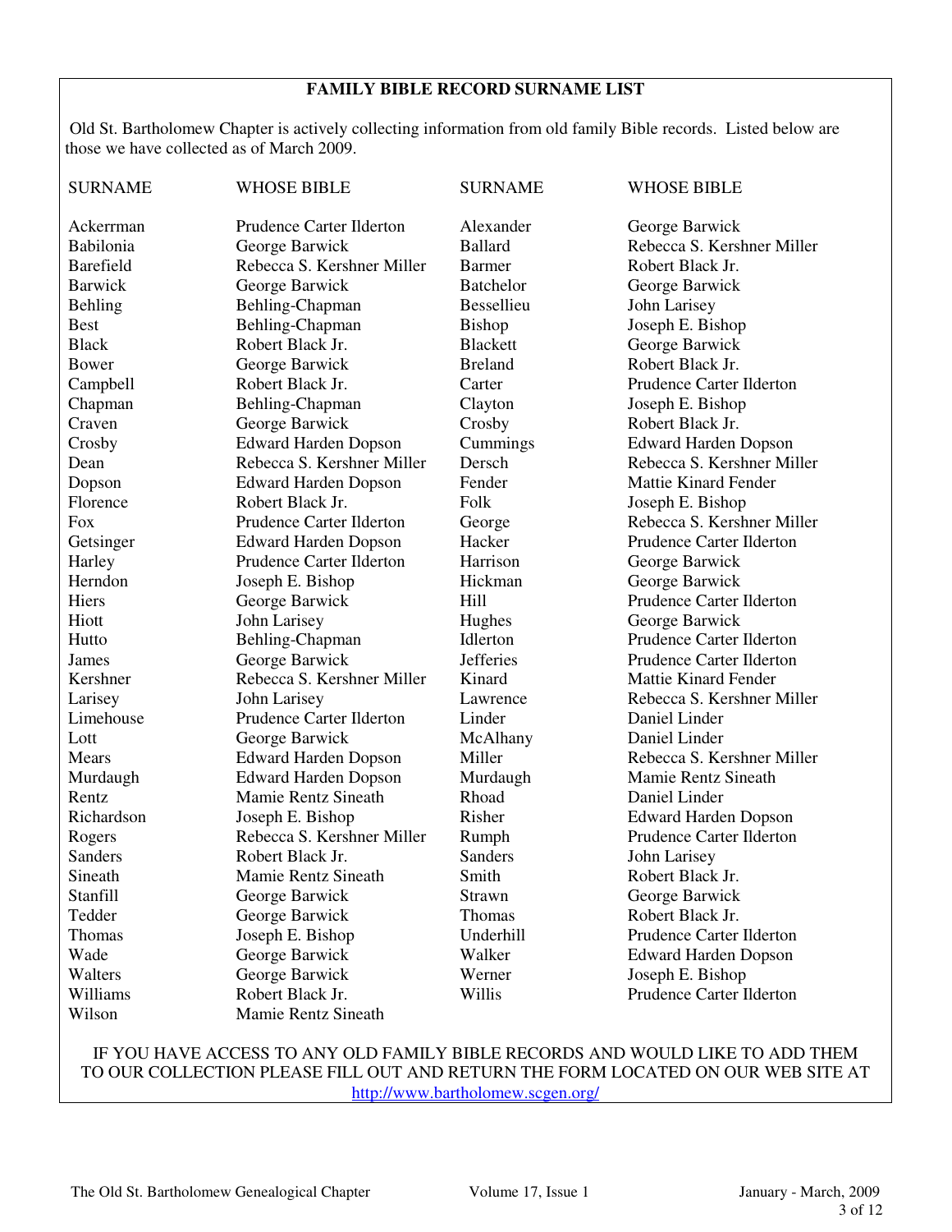**FAMILY BIBLE RECORD SURNAME LIST**

Old St. Bartholomew Chapter is actively collecting information from old family Bible records. Listed below are those we have collected as of March 2009.

| SURNAME | WHOSE BIBLE | SURNAME | WHOSE BIBLE |
|---|---|---|---|
| Ackerrman | Prudence Carter Ilderton | Alexander | George Barwick |
| Babilonia | George Barwick | Ballard | Rebecca S. Kershner Miller |
| Barefield | Rebecca S. Kershner Miller | Barmer | Robert Black Jr. |
| Barwick | George Barwick | Batchelor | George Barwick |
| Behling | Behling-Chapman | Bessellieu | John Larisey |
| Best | Behling-Chapman | Bishop | Joseph E. Bishop |
| Black | Robert Black Jr. | Blackett | George Barwick |
| Bower | George Barwick | Breland | Robert Black Jr. |
| Campbell | Robert Black Jr. | Carter | Prudence Carter Ilderton |
| Chapman | Behling-Chapman | Clayton | Joseph E. Bishop |
| Craven | George Barwick | Crosby | Robert Black Jr. |
| Crosby | Edward Harden Dopson | Cummings | Edward Harden Dopson |
| Dean | Rebecca S. Kershner Miller | Dersch | Rebecca S. Kershner Miller |
| Dopson | Edward Harden Dopson | Fender | Mattie Kinard Fender |
| Florence | Robert Black Jr. | Folk | Joseph E. Bishop |
| Fox | Prudence Carter Ilderton | George | Rebecca S. Kershner Miller |
| Getsinger | Edward Harden Dopson | Hacker | Prudence Carter Ilderton |
| Harley | Prudence Carter Ilderton | Harrison | George Barwick |
| Herndon | Joseph E. Bishop | Hickman | George Barwick |
| Hiers | George Barwick | Hill | Prudence Carter Ilderton |
| Hiott | John Larisey | Hughes | George Barwick |
| Hutto | Behling-Chapman | Idlerton | Prudence Carter Ilderton |
| James | George Barwick | Jefferies | Prudence Carter Ilderton |
| Kershner | Rebecca S. Kershner Miller | Kinard | Mattie Kinard Fender |
| Larisey | John Larisey | Lawrence | Rebecca S. Kershner Miller |
| Limehouse | Prudence Carter Ilderton | Linder | Daniel Linder |
| Lott | George Barwick | McAlhany | Daniel Linder |
| Mears | Edward Harden Dopson | Miller | Rebecca S. Kershner Miller |
| Murdaugh | Edward Harden Dopson | Murdaugh | Mamie Rentz Sineath |
| Rentz | Mamie Rentz Sineath | Rhoad | Daniel Linder |
| Richardson | Joseph E. Bishop | Risher | Edward Harden Dopson |
| Rogers | Rebecca S. Kershner Miller | Rumph | Prudence Carter Ilderton |
| Sanders | Robert Black Jr. | Sanders | John Larisey |
| Sineath | Mamie Rentz Sineath | Smith | Robert Black Jr. |
| Stanfill | George Barwick | Strawn | George Barwick |
| Tedder | George Barwick | Thomas | Robert Black Jr. |
| Thomas | Joseph E. Bishop | Underhill | Prudence Carter Ilderton |
| Wade | George Barwick | Walker | Edward Harden Dopson |
| Walters | George Barwick | Werner | Joseph E. Bishop |
| Williams | Robert Black Jr. | Willis | Prudence Carter Ilderton |
| Wilson | Mamie Rentz Sineath | | |

IF YOU HAVE ACCESS TO ANY OLD FAMILY BIBLE RECORDS AND WOULD LIKE TO ADD THEM TO OUR COLLECTION PLEASE FILL OUT AND RETURN THE FORM LOCATED ON OUR WEB SITE AT http://www.bartholomew.scgen.org/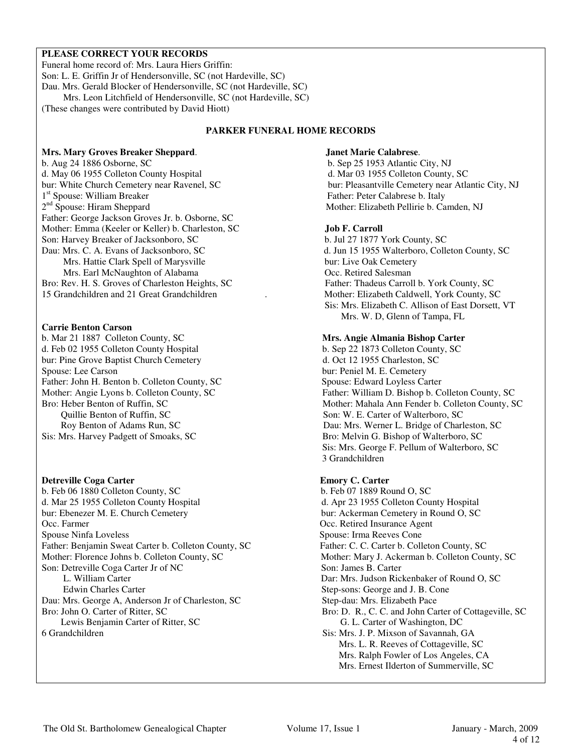**PLEASE CORRECT YOUR RECORDS**

Funeral home record of: Mrs. Laura Hiers Griffin:
Son: L. E. Griffin Jr of Hendersonville, SC (not Hardeville, SC)
Dau. Mrs. Gerald Blocker of Hendersonville, SC (not Hardeville, SC)
Mrs. Leon Litchfield of Hendersonville, SC (not Hardeville, SC)
(These changes were contributed by David Hiott)

## PARKER FUNERAL HOME RECORDS

**Mrs. Mary Groves Breaker Sheppard**.
b. Aug 24 1886 Osborne, SC
d. May 06 1955 Colleton County Hospital
bur: White Church Cemetery near Ravenel, SC
1st Spouse: William Breaker
2nd Spouse: Hiram Sheppard
Father: George Jackson Groves Jr. b. Osborne, SC
Mother: Emma (Keeler or Keller) b. Charleston, SC
Son: Harvey Breaker of Jacksonboro, SC
Dau: Mrs. C. A. Evans of Jacksonboro, SC
Mrs. Hattie Clark Spell of Marysville
Mrs. Earl McNaughton of Alabama
Bro: Rev. H. S. Groves of Charleston Heights, SC
15 Grandchildren and 21 Great Grandchildren

**Carrie Benton Carson**
b. Mar 21 1887 Colleton County, SC
d. Feb 02 1955 Colleton County Hospital
bur: Pine Grove Baptist Church Cemetery
Spouse: Lee Carson
Father: John H. Benton b. Colleton County, SC
Mother: Angie Lyons b. Colleton County, SC
Bro: Heber Benton of Ruffin, SC
Quillie Benton of Ruffin, SC
Roy Benton of Adams Run, SC
Sis: Mrs. Harvey Padgett of Smoaks, SC

**Detreville Coga Carter**
b. Feb 06 1880 Colleton County, SC
d. Mar 25 1955 Colleton County Hospital
bur: Ebenezer M. E. Church Cemetery
Occ. Farmer
Spouse Ninfa Loveless
Father: Benjamin Sweat Carter b. Colleton County, SC
Mother: Florence Johns b. Colleton County, SC
Son: Detreville Coga Carter Jr of NC
L. William Carter
Edwin Charles Carter
Dau: Mrs. George A, Anderson Jr of Charleston, SC
Bro: John O. Carter of Ritter, SC
Lewis Benjamin Carter of Ritter, SC
6 Grandchildren

**Janet Marie Calabrese**.
b. Sep 25 1953 Atlantic City, NJ
d. Mar 03 1955 Colleton County, SC
bur: Pleasantville Cemetery near Atlantic City, NJ
Father: Peter Calabrese b. Italy
Mother: Elizabeth Pellirie b. Camden, NJ

**Job F. Carroll**
b. Jul 27 1877 York County, SC
d. Jun 15 1955 Walterboro, Colleton County, SC
bur: Live Oak Cemetery
Occ. Retired Salesman
Father: Thadeus Carroll b. York County, SC
Mother: Elizabeth Caldwell, York County, SC
Sis: Mrs. Elizabeth C. Allison of East Dorsett, VT
Mrs. W. D, Glenn of Tampa, FL

**Mrs. Angie Almania Bishop Carter**
b. Sep 22 1873 Colleton County, SC
d. Oct 12 1955 Charleston, SC
bur: Peniel M. E. Cemetery
Spouse: Edward Loyless Carter
Father: William D. Bishop b. Colleton County, SC
Mother: Mahala Ann Fender b. Colleton County, SC
Son: W. E. Carter of Walterboro, SC
Dau: Mrs. Werner L. Bridge of Charleston, SC
Bro: Melvin G. Bishop of Walterboro, SC
Sis: Mrs. George F. Pellum of Walterboro, SC
3 Grandchildren

**Emory C. Carter**
b. Feb 07 1889 Round O, SC
d. Apr 23 1955 Colleton County Hospital
bur: Ackerman Cemetery in Round O, SC
Occ. Retired Insurance Agent
Spouse: Irma Reeves Cone
Father: C. C. Carter b. Colleton County, SC
Mother: Mary J. Ackerman b. Colleton County, SC
Son: James B. Carter
Dar: Mrs. Judson Rickenbaker of Round O, SC
Step-sons: George and J. B. Cone
Step-dau: Mrs. Elizabeth Pace
Bro: D. R., C. C. and John Carter of Cottageville, SC
G. L. Carter of Washington, DC
Sis: Mrs. J. P. Mixson of Savannah, GA
Mrs. L. R. Reeves of Cottageville, SC
Mrs. Ralph Fowler of Los Angeles, CA
Mrs. Ernest Ilderton of Summerville, SC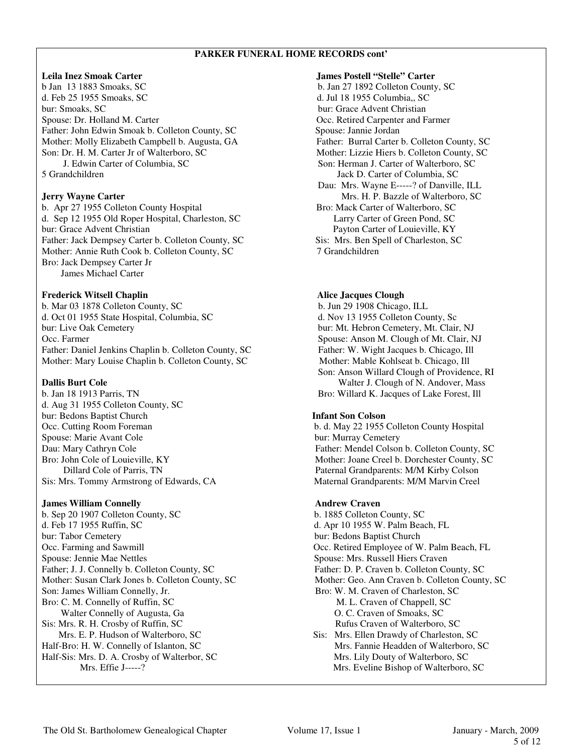## PARKER FUNERAL HOME RECORDS cont'

**Leila Inez Smoak Carter**
b Jan 13 1883 Smoaks, SC
d. Feb 25 1955 Smoaks, SC
bur: Smoaks, SC
Spouse: Dr. Holland M. Carter
Father: John Edwin Smoak b. Colleton County, SC
Mother: Molly Elizabeth Campbell b. Augusta, GA
Son: Dr. H. M. Carter Jr of Walterboro, SC
J. Edwin Carter of Columbia, SC
5 Grandchildren

**Jerry Wayne Carter**
b. Apr 27 1955 Colleton County Hospital
d. Sep 12 1955 Old Roper Hospital, Charleston, SC
bur: Grace Advent Christian
Father: Jack Dempsey Carter b. Colleton County, SC
Mother: Annie Ruth Cook b. Colleton County, SC
Bro: Jack Dempsey Carter Jr
James Michael Carter

**Frederick Witsell Chaplin**
b. Mar 03 1878 Colleton County, SC
d. Oct 01 1955 State Hospital, Columbia, SC
bur: Live Oak Cemetery
Occ. Farmer
Father: Daniel Jenkins Chaplin b. Colleton County, SC
Mother: Mary Louise Chaplin b. Colleton County, SC

**Dallis Burt Cole**
b. Jan 18 1913 Parris, TN
d. Aug 31 1955 Colleton County, SC
bur: Bedons Baptist Church
Occ. Cutting Room Foreman
Spouse: Marie Avant Cole
Dau: Mary Cathryn Cole
Bro: John Cole of Louieville, KY
Dillard Cole of Parris, TN
Sis: Mrs. Tommy Armstrong of Edwards, CA

**James William Connelly**
b. Sep 20 1907 Colleton County, SC
d. Feb 17 1955 Ruffin, SC
bur: Tabor Cemetery
Occ. Farming and Sawmill
Spouse: Jennie Mae Nettles
Father; J. J. Connelly b. Colleton County, SC
Mother: Susan Clark Jones b. Colleton County, SC
Son: James William Connelly, Jr.
Bro: C. M. Connelly of Ruffin, SC
Walter Connelly of Augusta, Ga
Sis: Mrs. R. H. Crosby of Ruffin, SC
Mrs. E. P. Hudson of Walterboro, SC
Half-Bro: H. W. Connelly of Islanton, SC
Half-Sis: Mrs. D. A. Crosby of Walterbor, SC
Mrs. Effie J-----?

**James Postell "Stelle" Carter**
b. Jan 27 1892 Colleton County, SC
d. Jul 18 1955 Columbia,, SC
bur: Grace Advent Christian
Occ. Retired Carpenter and Farmer
Spouse: Jannie Jordan
Father: Burral Carter b. Colleton County, SC
Mother: Lizzie Hiers b. Colleton County, SC
Son: Herman J. Carter of Walterboro, SC
Jack D. Carter of Columbia, SC
Dau: Mrs. Wayne E-----? of Danville, ILL
Mrs. H. P. Bazzle of Walterboro, SC
Bro: Mack Carter of Walterboro, SC
Larry Carter of Green Pond, SC
Payton Carter of Louieville, KY
Sis: Mrs. Ben Spell of Charleston, SC
7 Grandchildren

**Alice Jacques Clough**
b. Jun 29 1908 Chicago, ILL
d. Nov 13 1955 Colleton County, Sc
bur: Mt. Hebron Cemetery, Mt. Clair, NJ
Spouse: Anson M. Clough of Mt. Clair, NJ
Father: W. Wight Jacques b. Chicago, Ill
Mother: Mable Kohlseat b. Chicago, Ill
Son: Anson Willard Clough of Providence, RI
Walter J. Clough of N. Andover, Mass
Bro: Willard K. Jacques of Lake Forest, Ill

**Infant Son Colson**
b. d. May 22 1955 Colleton County Hospital
bur: Murray Cemetery
Father: Mendel Colson b. Colleton County, SC
Mother: Joane Creel b. Dorchester County, SC
Paternal Grandparents: M/M Kirby Colson
Maternal Grandparents: M/M Marvin Creel

**Andrew Craven**
b. 1885 Colleton County, SC
d. Apr 10 1955 W. Palm Beach, FL
bur: Bedons Baptist Church
Occ. Retired Employee of W. Palm Beach, FL
Spouse: Mrs. Russell Hiers Craven
Father: D. P. Craven b. Colleton County, SC
Mother: Geo. Ann Craven b. Colleton County, SC
Bro: W. M. Craven of Charleston, SC
M. L. Craven of Chappell, SC
O. C. Craven of Smoaks, SC
Rufus Craven of Walterboro, SC
Sis: Mrs. Ellen Drawdy of Charleston, SC
Mrs. Fannie Headden of Walterboro, SC
Mrs. Lily Douty of Walterboro, SC
Mrs. Eveline Bishop of Walterboro, SC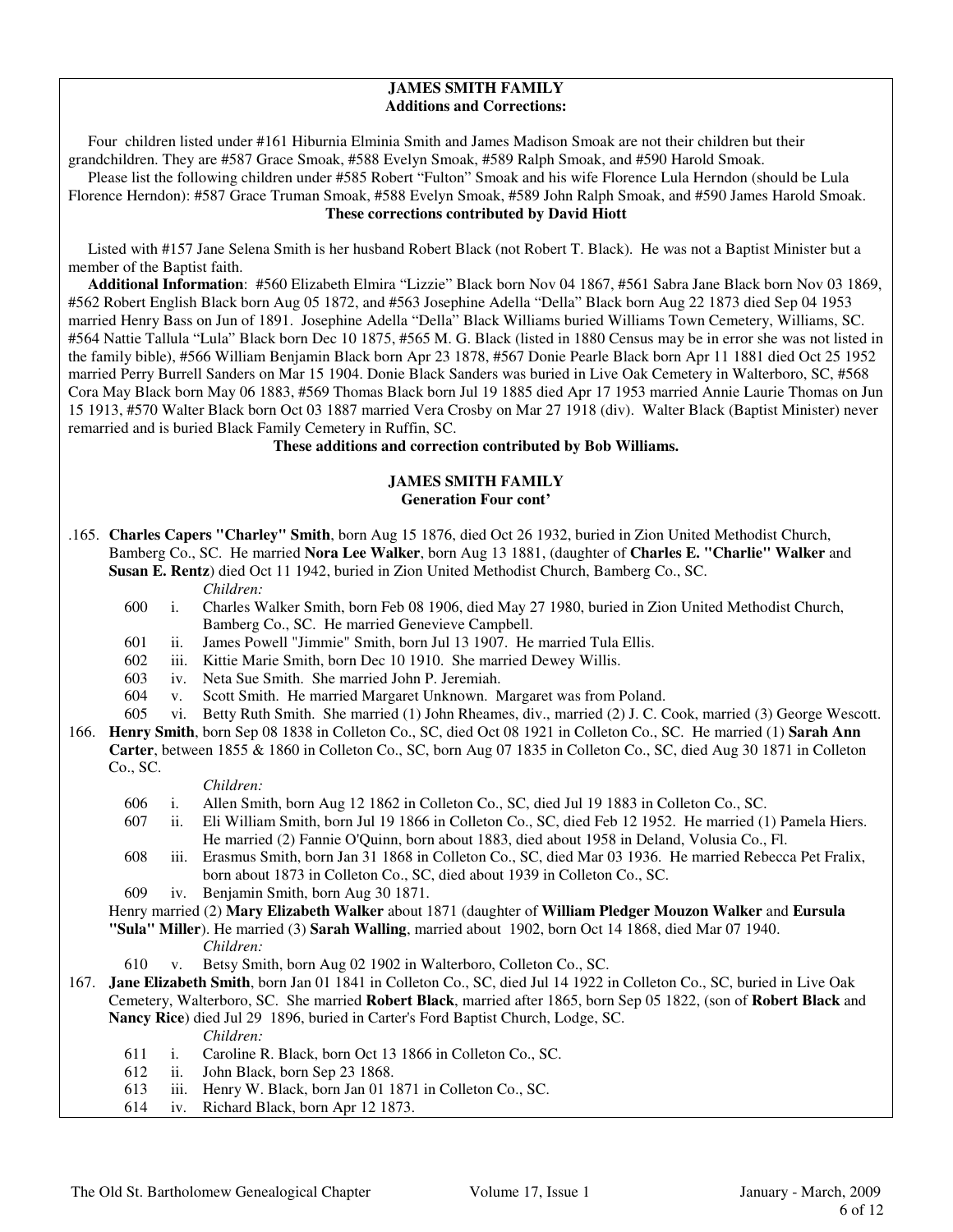## JAMES SMITH FAMILY
### Additions and Corrections:

Four children listed under #161 Hiburnia Elminia Smith and James Madison Smoak are not their children but their grandchildren. They are #587 Grace Smoak, #588 Evelyn Smoak, #589 Ralph Smoak, and #590 Harold Smoak.

Please list the following children under #585 Robert "Fulton" Smoak and his wife Florence Lula Herndon (should be Lula Florence Herndon): #587 Grace Truman Smoak, #588 Evelyn Smoak, #589 John Ralph Smoak, and #590 James Harold Smoak.

**These corrections contributed by David Hiott**

Listed with #157 Jane Selena Smith is her husband Robert Black (not Robert T. Black). He was not a Baptist Minister but a member of the Baptist faith.

**Additional Information**: #560 Elizabeth Elmira "Lizzie" Black born Nov 04 1867, #561 Sabra Jane Black born Nov 03 1869, #562 Robert English Black born Aug 05 1872, and #563 Josephine Adella "Della" Black born Aug 22 1873 died Sep 04 1953 married Henry Bass on Jun of 1891. Josephine Adella "Della" Black Williams buried Williams Town Cemetery, Williams, SC. #564 Nattie Tallula "Lula" Black born Dec 10 1875, #565 M. G. Black (listed in 1880 Census may be in error she was not listed in the family bible), #566 William Benjamin Black born Apr 23 1878, #567 Donie Pearle Black born Apr 11 1881 died Oct 25 1952 married Perry Burrell Sanders on Mar 15 1904. Donie Black Sanders was buried in Live Oak Cemetery in Walterboro, SC, #568 Cora May Black born May 06 1883, #569 Thomas Black born Jul 19 1885 died Apr 17 1953 married Annie Laurie Thomas on Jun 15 1913, #570 Walter Black born Oct 03 1887 married Vera Crosby on Mar 27 1918 (div). Walter Black (Baptist Minister) never remarried and is buried Black Family Cemetery in Ruffin, SC.

**These additions and correction contributed by Bob Williams.**

## JAMES SMITH FAMILY
### Generation Four cont'

.165. **Charles Capers "Charley" Smith**, born Aug 15 1876, died Oct 26 1932, buried in Zion United Methodist Church, Bamberg Co., SC. He married **Nora Lee Walker**, born Aug 13 1881, (daughter of **Charles E. "Charlie" Walker** and **Susan E. Rentz**) died Oct 11 1942, buried in Zion United Methodist Church, Bamberg Co., SC.

*Children:*

- 600 i. Charles Walker Smith, born Feb 08 1906, died May 27 1980, buried in Zion United Methodist Church, Bamberg Co., SC. He married Genevieve Campbell.
- 601 ii. James Powell "Jimmie" Smith, born Jul 13 1907. He married Tula Ellis.
- 602 iii. Kittie Marie Smith, born Dec 10 1910. She married Dewey Willis.
- 603 iv. Neta Sue Smith. She married John P. Jeremiah.
- 604 v. Scott Smith. He married Margaret Unknown. Margaret was from Poland.
- 605 vi. Betty Ruth Smith. She married (1) John Rheames, div., married (2) J. C. Cook, married (3) George Wescott.

166. **Henry Smith**, born Sep 08 1838 in Colleton Co., SC, died Oct 08 1921 in Colleton Co., SC. He married (1) **Sarah Ann Carter**, between 1855 & 1860 in Colleton Co., SC, born Aug 07 1835 in Colleton Co., SC, died Aug 30 1871 in Colleton Co., SC.

*Children:*

- 606 i. Allen Smith, born Aug 12 1862 in Colleton Co., SC, died Jul 19 1883 in Colleton Co., SC.
- 607 ii. Eli William Smith, born Jul 19 1866 in Colleton Co., SC, died Feb 12 1952. He married (1) Pamela Hiers. He married (2) Fannie O'Quinn, born about 1883, died about 1958 in Deland, Volusia Co., Fl.
- 608 iii. Erasmus Smith, born Jan 31 1868 in Colleton Co., SC, died Mar 03 1936. He married Rebecca Pet Fralix, born about 1873 in Colleton Co., SC, died about 1939 in Colleton Co., SC.
- 609 iv. Benjamin Smith, born Aug 30 1871.

Henry married (2) **Mary Elizabeth Walker** about 1871 (daughter of **William Pledger Mouzon Walker** and **Eursula "Sula" Miller**). He married (3) **Sarah Walling**, married about 1902, born Oct 14 1868, died Mar 07 1940.

*Children:*

- 610 v. Betsy Smith, born Aug 02 1902 in Walterboro, Colleton Co., SC.

167. **Jane Elizabeth Smith**, born Jan 01 1841 in Colleton Co., SC, died Jul 14 1922 in Colleton Co., SC, buried in Live Oak Cemetery, Walterboro, SC. She married **Robert Black**, married after 1865, born Sep 05 1822, (son of **Robert Black** and **Nancy Rice**) died Jul 29 1896, buried in Carter's Ford Baptist Church, Lodge, SC.

*Children:*

- 611 i. Caroline R. Black, born Oct 13 1866 in Colleton Co., SC.
- 612 ii. John Black, born Sep 23 1868.
- 613 iii. Henry W. Black, born Jan 01 1871 in Colleton Co., SC.
- 614 iv. Richard Black, born Apr 12 1873.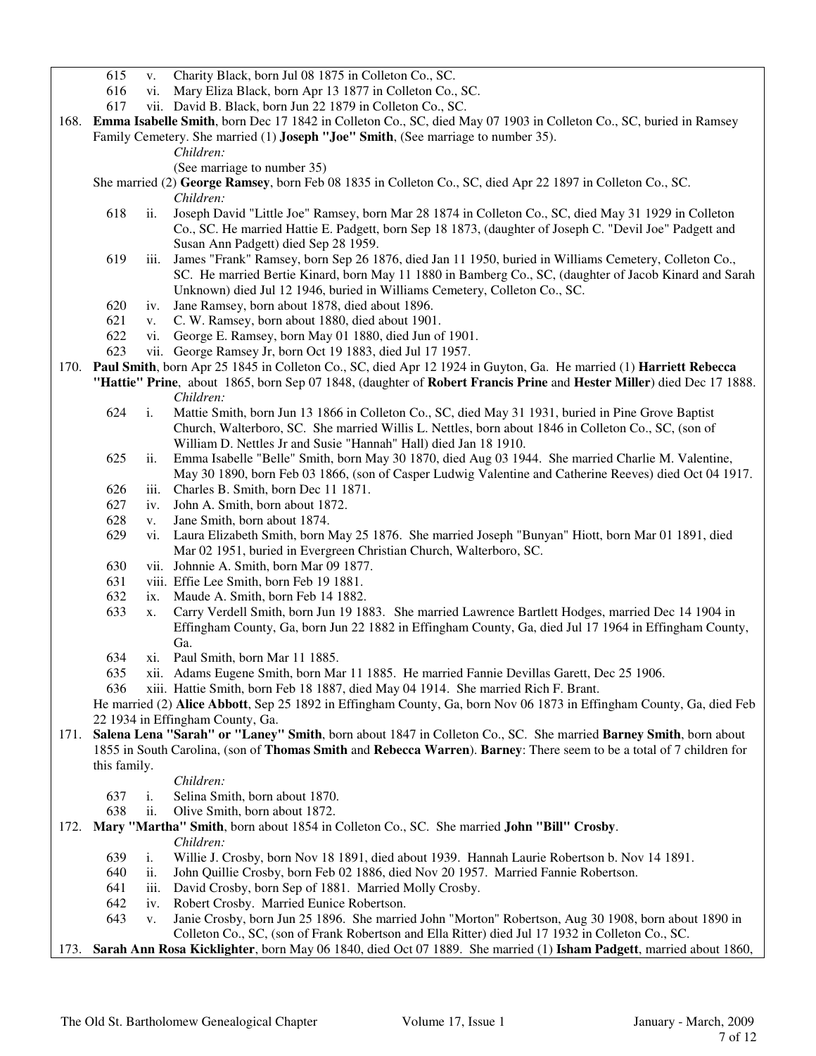615 v. Charity Black, born Jul 08 1875 in Colleton Co., SC.

616 vi. Mary Eliza Black, born Apr 13 1877 in Colleton Co., SC.

617 vii. David B. Black, born Jun 22 1879 in Colleton Co., SC.

168. **Emma Isabelle Smith**, born Dec 17 1842 in Colleton Co., SC, died May 07 1903 in Colleton Co., SC, buried in Ramsey Family Cemetery. She married (1) **Joseph "Joe" Smith**, (See marriage to number 35).

*Children:*

(See marriage to number 35)

She married (2) **George Ramsey**, born Feb 08 1835 in Colleton Co., SC, died Apr 22 1897 in Colleton Co., SC.

*Children:*

618 ii. Joseph David "Little Joe" Ramsey, born Mar 28 1874 in Colleton Co., SC, died May 31 1929 in Colleton Co., SC. He married Hattie E. Padgett, born Sep 18 1873, (daughter of Joseph C. "Devil Joe" Padgett and Susan Ann Padgett) died Sep 28 1959.

619 iii. James "Frank" Ramsey, born Sep 26 1876, died Jan 11 1950, buried in Williams Cemetery, Colleton Co., SC. He married Bertie Kinard, born May 11 1880 in Bamberg Co., SC, (daughter of Jacob Kinard and Sarah Unknown) died Jul 12 1946, buried in Williams Cemetery, Colleton Co., SC.

620 iv. Jane Ramsey, born about 1878, died about 1896.

621 v. C. W. Ramsey, born about 1880, died about 1901.

622 vi. George E. Ramsey, born May 01 1880, died Jun of 1901.

623 vii. George Ramsey Jr, born Oct 19 1883, died Jul 17 1957.

170. **Paul Smith**, born Apr 25 1845 in Colleton Co., SC, died Apr 12 1924 in Guyton, Ga. He married (1) **Harriett Rebecca "Hattie" Prine**, about 1865, born Sep 07 1848, (daughter of **Robert Francis Prine** and **Hester Miller**) died Dec 17 1888.

*Children:*

624 i. Mattie Smith, born Jun 13 1866 in Colleton Co., SC, died May 31 1931, buried in Pine Grove Baptist Church, Walterboro, SC. She married Willis L. Nettles, born about 1846 in Colleton Co., SC, (son of William D. Nettles Jr and Susie "Hannah" Hall) died Jan 18 1910.

625 ii. Emma Isabelle "Belle" Smith, born May 30 1870, died Aug 03 1944. She married Charlie M. Valentine, May 30 1890, born Feb 03 1866, (son of Casper Ludwig Valentine and Catherine Reeves) died Oct 04 1917.

626 iii. Charles B. Smith, born Dec 11 1871.

627 iv. John A. Smith, born about 1872.

628 v. Jane Smith, born about 1874.

629 vi. Laura Elizabeth Smith, born May 25 1876. She married Joseph "Bunyan" Hiott, born Mar 01 1891, died Mar 02 1951, buried in Evergreen Christian Church, Walterboro, SC.

630 vii. Johnnie A. Smith, born Mar 09 1877.

631 viii. Effie Lee Smith, born Feb 19 1881.

632 ix. Maude A. Smith, born Feb 14 1882.

633 x. Carry Verdell Smith, born Jun 19 1883. She married Lawrence Bartlett Hodges, married Dec 14 1904 in Effingham County, Ga, born Jun 22 1882 in Effingham County, Ga, died Jul 17 1964 in Effingham County, Ga.

634 xi. Paul Smith, born Mar 11 1885.

635 xii. Adams Eugene Smith, born Mar 11 1885. He married Fannie Devillas Garett, Dec 25 1906.

636 xiii. Hattie Smith, born Feb 18 1887, died May 04 1914. She married Rich F. Brant.

He married (2) **Alice Abbott**, Sep 25 1892 in Effingham County, Ga, born Nov 06 1873 in Effingham County, Ga, died Feb 22 1934 in Effingham County, Ga.

171. **Salena Lena "Sarah" or "Laney" Smith**, born about 1847 in Colleton Co., SC. She married **Barney Smith**, born about 1855 in South Carolina, (son of **Thomas Smith** and **Rebecca Warren**). **Barney**: There seem to be a total of 7 children for this family.

*Children:*

637 i. Selina Smith, born about 1870.

638 ii. Olive Smith, born about 1872.

172. **Mary "Martha" Smith**, born about 1854 in Colleton Co., SC. She married **John "Bill" Crosby**.

*Children:*

639 i. Willie J. Crosby, born Nov 18 1891, died about 1939. Hannah Laurie Robertson b. Nov 14 1891.

640 ii. John Quillie Crosby, born Feb 02 1886, died Nov 20 1957. Married Fannie Robertson.

641 iii. David Crosby, born Sep of 1881. Married Molly Crosby.

642 iv. Robert Crosby. Married Eunice Robertson.

643 v. Janie Crosby, born Jun 25 1896. She married John "Morton" Robertson, Aug 30 1908, born about 1890 in Colleton Co., SC, (son of Frank Robertson and Ella Ritter) died Jul 17 1932 in Colleton Co., SC.

173. **Sarah Ann Rosa Kicklighter**, born May 06 1840, died Oct 07 1889. She married (1) **Isham Padgett**, married about 1860,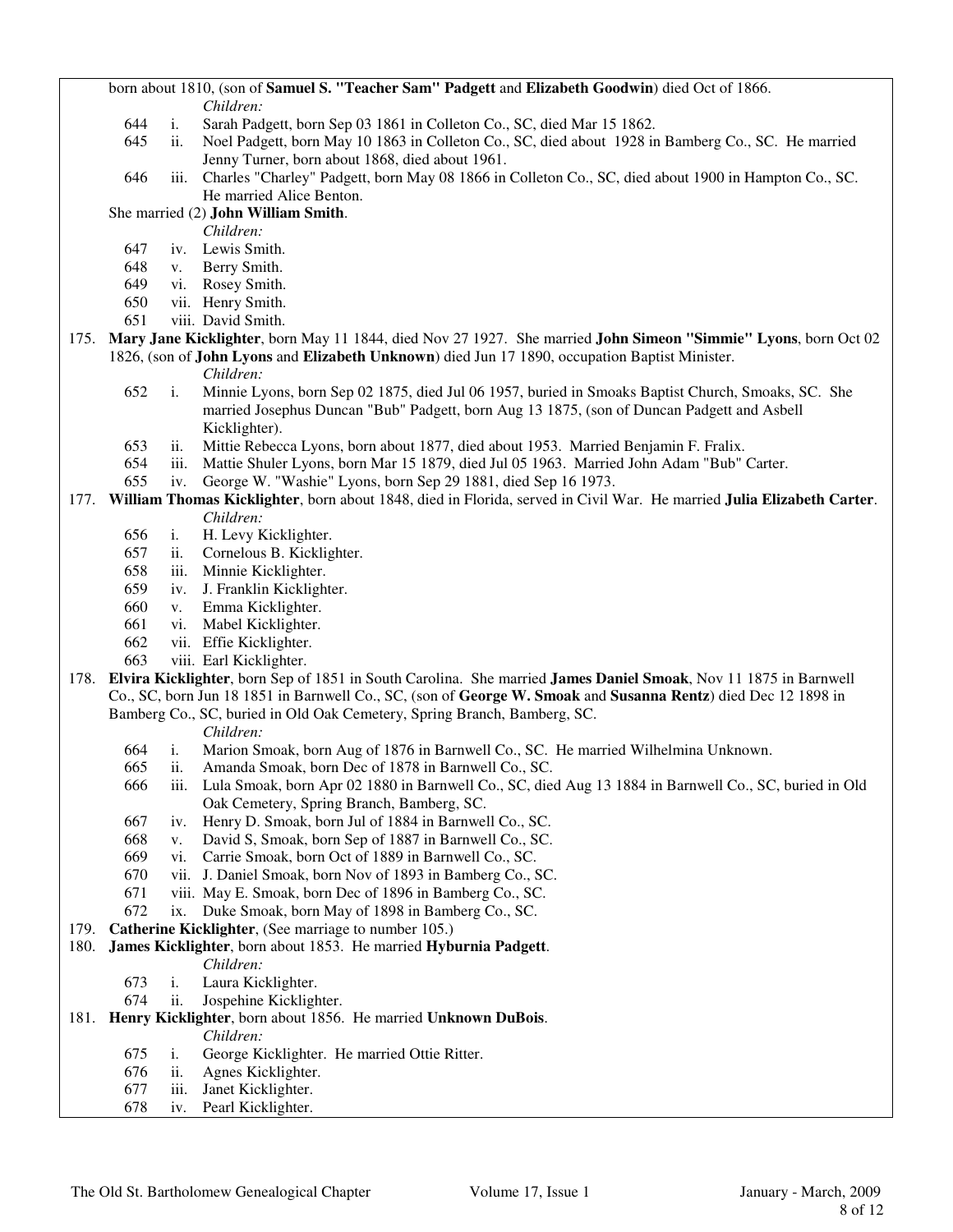born about 1810, (son of **Samuel S. "Teacher Sam" Padgett** and **Elizabeth Goodwin**) died Oct of 1866.

*Children:*

- 644 i. Sarah Padgett, born Sep 03 1861 in Colleton Co., SC, died Mar 15 1862.
- 645 ii. Noel Padgett, born May 10 1863 in Colleton Co., SC, died about 1928 in Bamberg Co., SC. He married Jenny Turner, born about 1868, died about 1961.
- 646 iii. Charles "Charley" Padgett, born May 08 1866 in Colleton Co., SC, died about 1900 in Hampton Co., SC. He married Alice Benton.

She married (2) **John William Smith**.

*Children:*

- 647 iv. Lewis Smith.
- 648 v. Berry Smith.
- 649 vi. Rosey Smith.
- 650 vii. Henry Smith.
- 651 viii. David Smith.

175. **Mary Jane Kicklighter**, born May 11 1844, died Nov 27 1927. She married **John Simeon "Simmie" Lyons**, born Oct 02 1826, (son of **John Lyons** and **Elizabeth Unknown**) died Jun 17 1890, occupation Baptist Minister.

*Children:*

- 652 i. Minnie Lyons, born Sep 02 1875, died Jul 06 1957, buried in Smoaks Baptist Church, Smoaks, SC. She married Josephus Duncan "Bub" Padgett, born Aug 13 1875, (son of Duncan Padgett and Asbell Kicklighter).
- 653 ii. Mittie Rebecca Lyons, born about 1877, died about 1953. Married Benjamin F. Fralix.
- 654 iii. Mattie Shuler Lyons, born Mar 15 1879, died Jul 05 1963. Married John Adam "Bub" Carter.
- 655 iv. George W. "Washie" Lyons, born Sep 29 1881, died Sep 16 1973.

177. **William Thomas Kicklighter**, born about 1848, died in Florida, served in Civil War. He married **Julia Elizabeth Carter**.

*Children:*

- 656 i. H. Levy Kicklighter.
- 657 ii. Cornelous B. Kicklighter.
- 658 iii. Minnie Kicklighter.
- 659 iv. J. Franklin Kicklighter.
- 660 v. Emma Kicklighter.
- 661 vi. Mabel Kicklighter.
- 662 vii. Effie Kicklighter.
- 663 viii. Earl Kicklighter.

178. **Elvira Kicklighter**, born Sep of 1851 in South Carolina. She married **James Daniel Smoak**, Nov 11 1875 in Barnwell Co., SC, born Jun 18 1851 in Barnwell Co., SC, (son of **George W. Smoak** and **Susanna Rentz**) died Dec 12 1898 in Bamberg Co., SC, buried in Old Oak Cemetery, Spring Branch, Bamberg, SC.

*Children:*

- 664 i. Marion Smoak, born Aug of 1876 in Barnwell Co., SC. He married Wilhelmina Unknown.
- 665 ii. Amanda Smoak, born Dec of 1878 in Barnwell Co., SC.
- 666 iii. Lula Smoak, born Apr 02 1880 in Barnwell Co., SC, died Aug 13 1884 in Barnwell Co., SC, buried in Old Oak Cemetery, Spring Branch, Bamberg, SC.
- 667 iv. Henry D. Smoak, born Jul of 1884 in Barnwell Co., SC.
- 668 v. David S, Smoak, born Sep of 1887 in Barnwell Co., SC.
- 669 vi. Carrie Smoak, born Oct of 1889 in Barnwell Co., SC.
- 670 vii. J. Daniel Smoak, born Nov of 1893 in Bamberg Co., SC.
- 671 viii. May E. Smoak, born Dec of 1896 in Bamberg Co., SC.
- 672 ix. Duke Smoak, born May of 1898 in Bamberg Co., SC.

179. **Catherine Kicklighter**, (See marriage to number 105.)

180. **James Kicklighter**, born about 1853. He married **Hyburnia Padgett**.

*Children:*

- 673 i. Laura Kicklighter.
- 674 ii. Jospehine Kicklighter.

181. **Henry Kicklighter**, born about 1856. He married **Unknown DuBois**.

*Children:*

- 675 i. George Kicklighter. He married Ottie Ritter.
- 676 ii. Agnes Kicklighter.
- 677 iii. Janet Kicklighter.
- 678 iv. Pearl Kicklighter.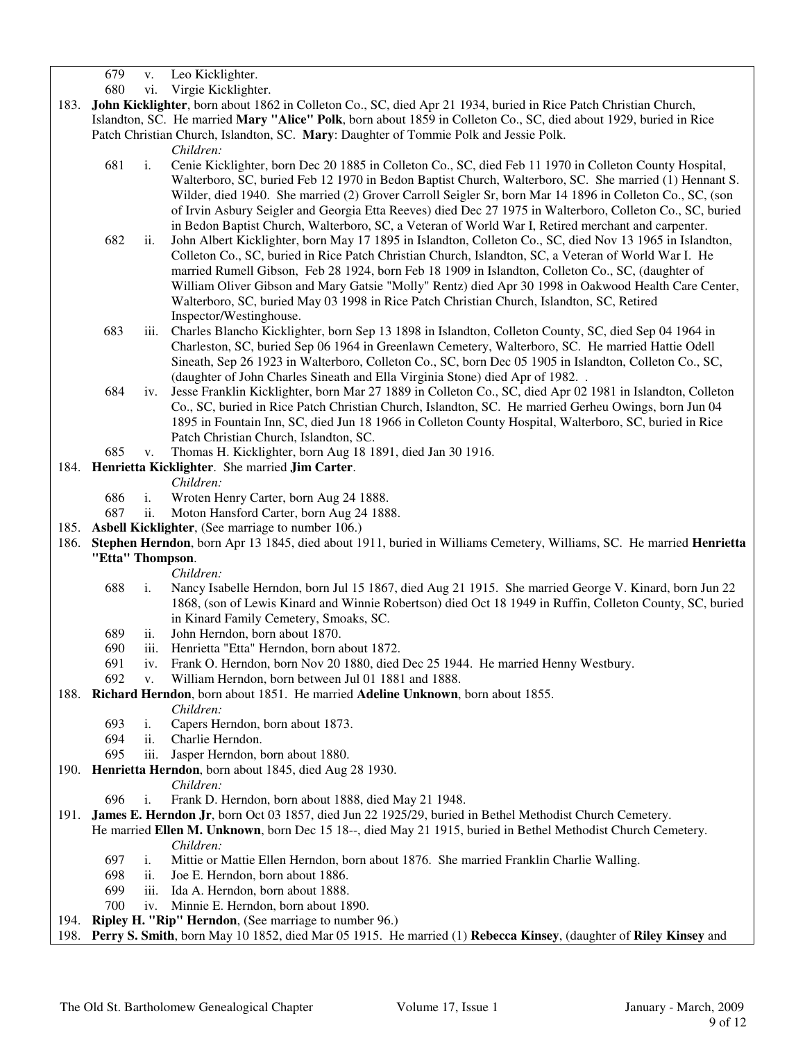679 v. Leo Kicklighter.

680 vi. Virgie Kicklighter.

183. **John Kicklighter**, born about 1862 in Colleton Co., SC, died Apr 21 1934, buried in Rice Patch Christian Church, Islandton, SC. He married **Mary "Alice" Polk**, born about 1859 in Colleton Co., SC, died about 1929, buried in Rice Patch Christian Church, Islandton, SC. **Mary**: Daughter of Tommie Polk and Jessie Polk.

*Children:*

681 i. Cenie Kicklighter, born Dec 20 1885 in Colleton Co., SC, died Feb 11 1970 in Colleton County Hospital, Walterboro, SC, buried Feb 12 1970 in Bedon Baptist Church, Walterboro, SC. She married (1) Hennant S. Wilder, died 1940. She married (2) Grover Carroll Seigler Sr, born Mar 14 1896 in Colleton Co., SC, (son of Irvin Asbury Seigler and Georgia Etta Reeves) died Dec 27 1975 in Walterboro, Colleton Co., SC, buried in Bedon Baptist Church, Walterboro, SC, a Veteran of World War I, Retired merchant and carpenter.

682 ii. John Albert Kicklighter, born May 17 1895 in Islandton, Colleton Co., SC, died Nov 13 1965 in Islandton, Colleton Co., SC, buried in Rice Patch Christian Church, Islandton, SC, a Veteran of World War I. He married Rumell Gibson, Feb 28 1924, born Feb 18 1909 in Islandton, Colleton Co., SC, (daughter of William Oliver Gibson and Mary Gatsie "Molly" Rentz) died Apr 30 1998 in Oakwood Health Care Center, Walterboro, SC, buried May 03 1998 in Rice Patch Christian Church, Islandton, SC, Retired Inspector/Westinghouse.

683 iii. Charles Blancho Kicklighter, born Sep 13 1898 in Islandton, Colleton County, SC, died Sep 04 1964 in Charleston, SC, buried Sep 06 1964 in Greenlawn Cemetery, Walterboro, SC. He married Hattie Odell Sineath, Sep 26 1923 in Walterboro, Colleton Co., SC, born Dec 05 1905 in Islandton, Colleton Co., SC, (daughter of John Charles Sineath and Ella Virginia Stone) died Apr of 1982. .

684 iv. Jesse Franklin Kicklighter, born Mar 27 1889 in Colleton Co., SC, died Apr 02 1981 in Islandton, Colleton Co., SC, buried in Rice Patch Christian Church, Islandton, SC. He married Gerheu Owings, born Jun 04 1895 in Fountain Inn, SC, died Jun 18 1966 in Colleton County Hospital, Walterboro, SC, buried in Rice Patch Christian Church, Islandton, SC.

685 v. Thomas H. Kicklighter, born Aug 18 1891, died Jan 30 1916.

184. **Henrietta Kicklighter**. She married **Jim Carter**.

*Children:*

686 i. Wroten Henry Carter, born Aug 24 1888.

687 ii. Moton Hansford Carter, born Aug 24 1888.

185. **Asbell Kicklighter**, (See marriage to number 106.)

186. **Stephen Herndon**, born Apr 13 1845, died about 1911, buried in Williams Cemetery, Williams, SC. He married **Henrietta "Etta" Thompson**.

*Children:*

688 i. Nancy Isabelle Herndon, born Jul 15 1867, died Aug 21 1915. She married George V. Kinard, born Jun 22 1868, (son of Lewis Kinard and Winnie Robertson) died Oct 18 1949 in Ruffin, Colleton County, SC, buried in Kinard Family Cemetery, Smoaks, SC.

689 ii. John Herndon, born about 1870.

690 iii. Henrietta "Etta" Herndon, born about 1872.

691 iv. Frank O. Herndon, born Nov 20 1880, died Dec 25 1944. He married Henny Westbury.

692 v. William Herndon, born between Jul 01 1881 and 1888.

188. **Richard Herndon**, born about 1851. He married **Adeline Unknown**, born about 1855.

*Children:*

693 i. Capers Herndon, born about 1873.

694 ii. Charlie Herndon.

695 iii. Jasper Herndon, born about 1880.

190. **Henrietta Herndon**, born about 1845, died Aug 28 1930.

*Children:*

696 i. Frank D. Herndon, born about 1888, died May 21 1948.

191. **James E. Herndon Jr**, born Oct 03 1857, died Jun 22 1925/29, buried in Bethel Methodist Church Cemetery. He married **Ellen M. Unknown**, born Dec 15 18--, died May 21 1915, buried in Bethel Methodist Church Cemetery.

*Children:*

697 i. Mittie or Mattie Ellen Herndon, born about 1876. She married Franklin Charlie Walling.

698 ii. Joe E. Herndon, born about 1886.

699 iii. Ida A. Herndon, born about 1888.

700 iv. Minnie E. Herndon, born about 1890.

194. **Ripley H. "Rip" Herndon**, (See marriage to number 96.)

198. **Perry S. Smith**, born May 10 1852, died Mar 05 1915. He married (1) **Rebecca Kinsey**, (daughter of **Riley Kinsey** and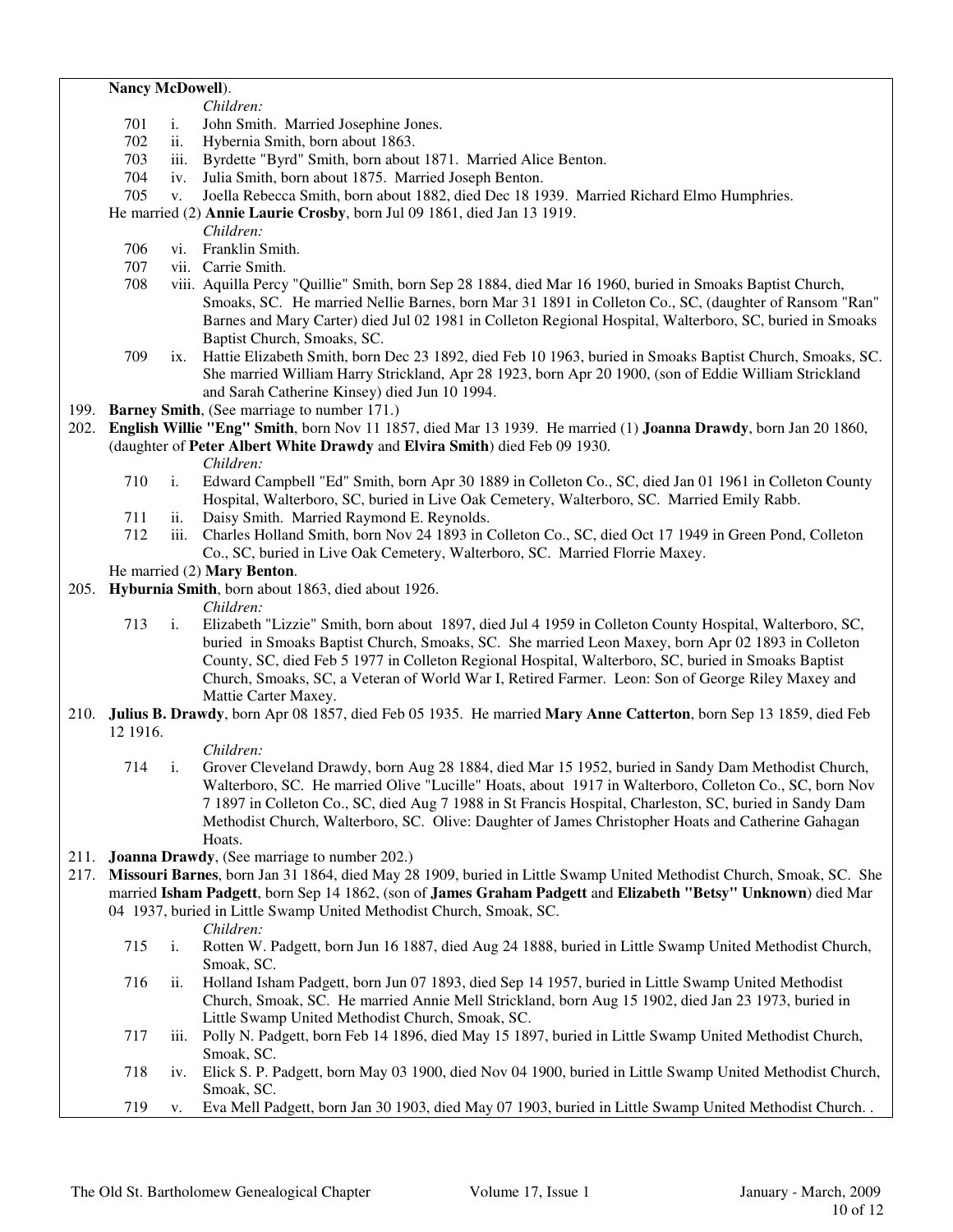**Nancy McDowell**).

*Children:*

- 701 i. John Smith. Married Josephine Jones.
- 702 ii. Hybernia Smith, born about 1863.
- 703 iii. Byrdette "Byrd" Smith, born about 1871. Married Alice Benton.
- 704 iv. Julia Smith, born about 1875. Married Joseph Benton.
- 705 v. Joella Rebecca Smith, born about 1882, died Dec 18 1939. Married Richard Elmo Humphries.

He married (2) **Annie Laurie Crosby**, born Jul 09 1861, died Jan 13 1919.

*Children:*

- 706 vi. Franklin Smith.
- 707 vii. Carrie Smith.
- 708 viii. Aquilla Percy "Quillie" Smith, born Sep 28 1884, died Mar 16 1960, buried in Smoaks Baptist Church, Smoaks, SC. He married Nellie Barnes, born Mar 31 1891 in Colleton Co., SC, (daughter of Ransom "Ran" Barnes and Mary Carter) died Jul 02 1981 in Colleton Regional Hospital, Walterboro, SC, buried in Smoaks Baptist Church, Smoaks, SC.
- 709 ix. Hattie Elizabeth Smith, born Dec 23 1892, died Feb 10 1963, buried in Smoaks Baptist Church, Smoaks, SC. She married William Harry Strickland, Apr 28 1923, born Apr 20 1900, (son of Eddie William Strickland and Sarah Catherine Kinsey) died Jun 10 1994.

199. **Barney Smith**, (See marriage to number 171.)

202. **English Willie "Eng" Smith**, born Nov 11 1857, died Mar 13 1939. He married (1) **Joanna Drawdy**, born Jan 20 1860, (daughter of **Peter Albert White Drawdy** and **Elvira Smith**) died Feb 09 1930.

*Children:*

- 710 i. Edward Campbell "Ed" Smith, born Apr 30 1889 in Colleton Co., SC, died Jan 01 1961 in Colleton County Hospital, Walterboro, SC, buried in Live Oak Cemetery, Walterboro, SC. Married Emily Rabb.
- 711 ii. Daisy Smith. Married Raymond E. Reynolds.
- 712 iii. Charles Holland Smith, born Nov 24 1893 in Colleton Co., SC, died Oct 17 1949 in Green Pond, Colleton Co., SC, buried in Live Oak Cemetery, Walterboro, SC. Married Florrie Maxey.

He married (2) **Mary Benton**.

205. **Hyburnia Smith**, born about 1863, died about 1926.

*Children:*

- 713 i. Elizabeth "Lizzie" Smith, born about 1897, died Jul 4 1959 in Colleton County Hospital, Walterboro, SC, buried in Smoaks Baptist Church, Smoaks, SC. She married Leon Maxey, born Apr 02 1893 in Colleton County, SC, died Feb 5 1977 in Colleton Regional Hospital, Walterboro, SC, buried in Smoaks Baptist Church, Smoaks, SC, a Veteran of World War I, Retired Farmer. Leon: Son of George Riley Maxey and Mattie Carter Maxey.

210. **Julius B. Drawdy**, born Apr 08 1857, died Feb 05 1935. He married **Mary Anne Catterton**, born Sep 13 1859, died Feb 12 1916.

*Children:*

- 714 i. Grover Cleveland Drawdy, born Aug 28 1884, died Mar 15 1952, buried in Sandy Dam Methodist Church, Walterboro, SC. He married Olive "Lucille" Hoats, about 1917 in Walterboro, Colleton Co., SC, born Nov 7 1897 in Colleton Co., SC, died Aug 7 1988 in St Francis Hospital, Charleston, SC, buried in Sandy Dam Methodist Church, Walterboro, SC. Olive: Daughter of James Christopher Hoats and Catherine Gahagan Hoats.

211. **Joanna Drawdy**, (See marriage to number 202.)

217. **Missouri Barnes**, born Jan 31 1864, died May 28 1909, buried in Little Swamp United Methodist Church, Smoak, SC. She married **Isham Padgett**, born Sep 14 1862, (son of **James Graham Padgett** and **Elizabeth "Betsy" Unknown**) died Mar 04 1937, buried in Little Swamp United Methodist Church, Smoak, SC.

*Children:*

- 715 i. Rotten W. Padgett, born Jun 16 1887, died Aug 24 1888, buried in Little Swamp United Methodist Church, Smoak, SC.
- 716 ii. Holland Isham Padgett, born Jun 07 1893, died Sep 14 1957, buried in Little Swamp United Methodist Church, Smoak, SC. He married Annie Mell Strickland, born Aug 15 1902, died Jan 23 1973, buried in Little Swamp United Methodist Church, Smoak, SC.
- 717 iii. Polly N. Padgett, born Feb 14 1896, died May 15 1897, buried in Little Swamp United Methodist Church, Smoak, SC.
- 718 iv. Elick S. P. Padgett, born May 03 1900, died Nov 04 1900, buried in Little Swamp United Methodist Church, Smoak, SC.
- 719 v. Eva Mell Padgett, born Jan 30 1903, died May 07 1903, buried in Little Swamp United Methodist Church. .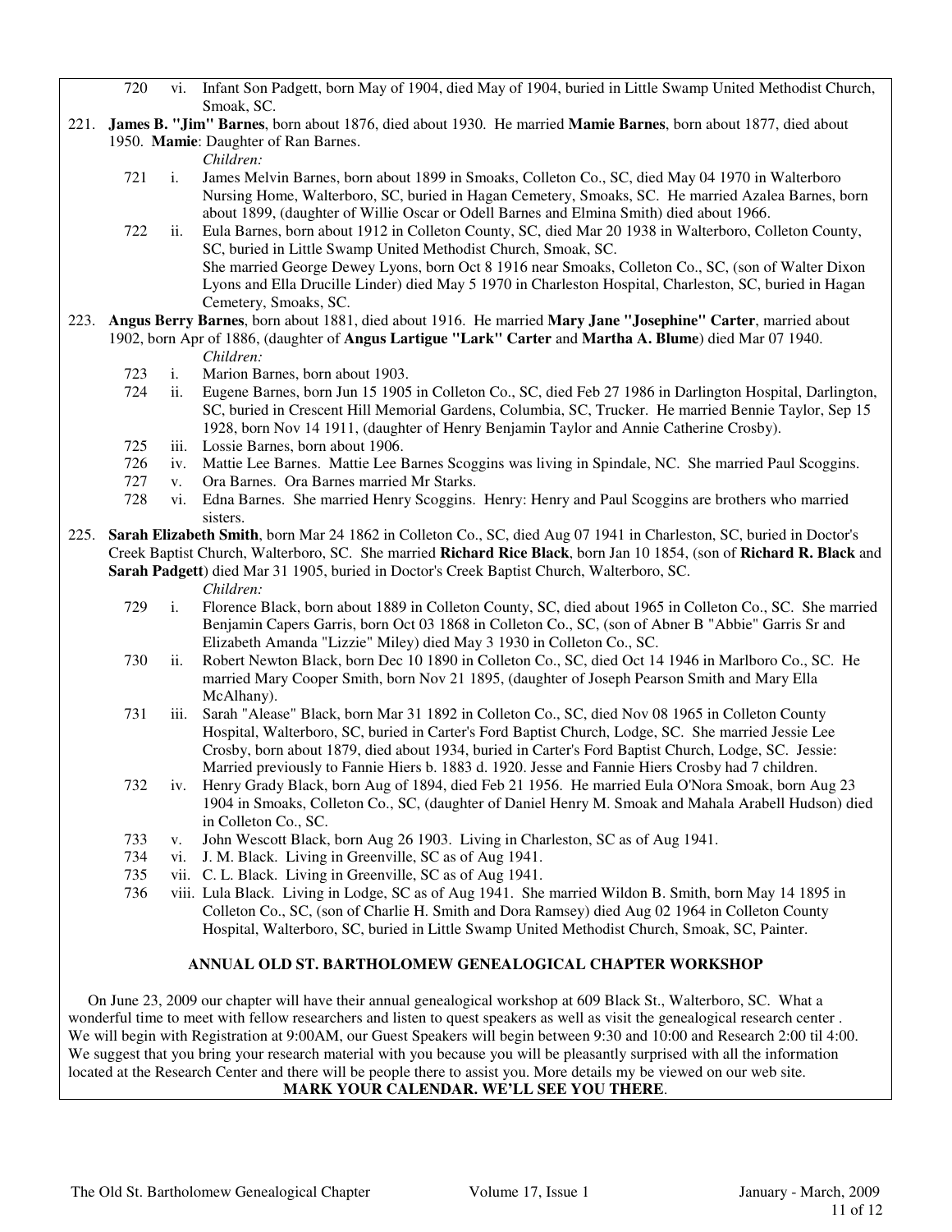720 vi. Infant Son Padgett, born May of 1904, died May of 1904, buried in Little Swamp United Methodist Church, Smoak, SC.

221. **James B. "Jim" Barnes**, born about 1876, died about 1930. He married **Mamie Barnes**, born about 1877, died about 1950. **Mamie**: Daughter of Ran Barnes.

*Children:*

- 721 i. James Melvin Barnes, born about 1899 in Smoaks, Colleton Co., SC, died May 04 1970 in Walterboro Nursing Home, Walterboro, SC, buried in Hagan Cemetery, Smoaks, SC. He married Azalea Barnes, born about 1899, (daughter of Willie Oscar or Odell Barnes and Elmina Smith) died about 1966.
- 722 ii. Eula Barnes, born about 1912 in Colleton County, SC, died Mar 20 1938 in Walterboro, Colleton County, SC, buried in Little Swamp United Methodist Church, Smoak, SC.
  She married George Dewey Lyons, born Oct 8 1916 near Smoaks, Colleton Co., SC, (son of Walter Dixon Lyons and Ella Drucille Linder) died May 5 1970 in Charleston Hospital, Charleston, SC, buried in Hagan Cemetery, Smoaks, SC.

223. **Angus Berry Barnes**, born about 1881, died about 1916. He married **Mary Jane "Josephine" Carter**, married about 1902, born Apr of 1886, (daughter of **Angus Lartigue "Lark" Carter** and **Martha A. Blume**) died Mar 07 1940.

*Children:*

- 723 i. Marion Barnes, born about 1903.
- 724 ii. Eugene Barnes, born Jun 15 1905 in Colleton Co., SC, died Feb 27 1986 in Darlington Hospital, Darlington, SC, buried in Crescent Hill Memorial Gardens, Columbia, SC, Trucker. He married Bennie Taylor, Sep 15 1928, born Nov 14 1911, (daughter of Henry Benjamin Taylor and Annie Catherine Crosby).
- 725 iii. Lossie Barnes, born about 1906.
- 726 iv. Mattie Lee Barnes. Mattie Lee Barnes Scoggins was living in Spindale, NC. She married Paul Scoggins.
- 727 v. Ora Barnes. Ora Barnes married Mr Starks.
- 728 vi. Edna Barnes. She married Henry Scoggins. Henry: Henry and Paul Scoggins are brothers who married sisters.

225. **Sarah Elizabeth Smith**, born Mar 24 1862 in Colleton Co., SC, died Aug 07 1941 in Charleston, SC, buried in Doctor's Creek Baptist Church, Walterboro, SC. She married **Richard Rice Black**, born Jan 10 1854, (son of **Richard R. Black** and **Sarah Padgett**) died Mar 31 1905, buried in Doctor's Creek Baptist Church, Walterboro, SC.

*Children:*

- 729 i. Florence Black, born about 1889 in Colleton County, SC, died about 1965 in Colleton Co., SC. She married Benjamin Capers Garris, born Oct 03 1868 in Colleton Co., SC, (son of Abner B "Abbie" Garris Sr and Elizabeth Amanda "Lizzie" Miley) died May 3 1930 in Colleton Co., SC.
- 730 ii. Robert Newton Black, born Dec 10 1890 in Colleton Co., SC, died Oct 14 1946 in Marlboro Co., SC. He married Mary Cooper Smith, born Nov 21 1895, (daughter of Joseph Pearson Smith and Mary Ella McAlhany).
- 731 iii. Sarah "Alease" Black, born Mar 31 1892 in Colleton Co., SC, died Nov 08 1965 in Colleton County Hospital, Walterboro, SC, buried in Carter's Ford Baptist Church, Lodge, SC. She married Jessie Lee Crosby, born about 1879, died about 1934, buried in Carter's Ford Baptist Church, Lodge, SC. Jessie: Married previously to Fannie Hiers b. 1883 d. 1920. Jesse and Fannie Hiers Crosby had 7 children.
- 732 iv. Henry Grady Black, born Aug of 1894, died Feb 21 1956. He married Eula O'Nora Smoak, born Aug 23 1904 in Smoaks, Colleton Co., SC, (daughter of Daniel Henry M. Smoak and Mahala Arabell Hudson) died in Colleton Co., SC.
- 733 v. John Wescott Black, born Aug 26 1903. Living in Charleston, SC as of Aug 1941.
- 734 vi. J. M. Black. Living in Greenville, SC as of Aug 1941.
- 735 vii. C. L. Black. Living in Greenville, SC as of Aug 1941.
- 736 viii. Lula Black. Living in Lodge, SC as of Aug 1941. She married Wildon B. Smith, born May 14 1895 in Colleton Co., SC, (son of Charlie H. Smith and Dora Ramsey) died Aug 02 1964 in Colleton County Hospital, Walterboro, SC, buried in Little Swamp United Methodist Church, Smoak, SC, Painter.

## ANNUAL OLD ST. BARTHOLOMEW GENEALOGICAL CHAPTER WORKSHOP

On June 23, 2009 our chapter will have their annual genealogical workshop at 609 Black St., Walterboro, SC. What a wonderful time to meet with fellow researchers and listen to quest speakers as well as visit the genealogical research center . We will begin with Registration at 9:00AM, our Guest Speakers will begin between 9:30 and 10:00 and Research 2:00 til 4:00. We suggest that you bring your research material with you because you will be pleasantly surprised with all the information located at the Research Center and there will be people there to assist you. More details my be viewed on our web site.

**MARK YOUR CALENDAR. WE'LL SEE YOU THERE**.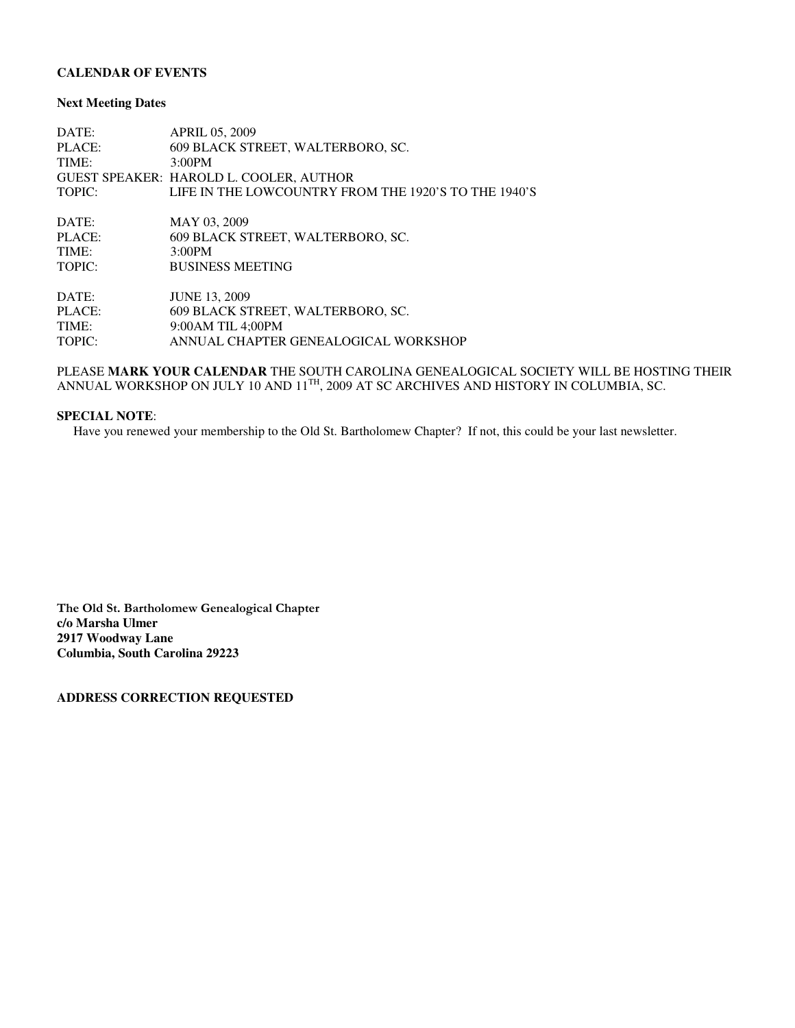**CALENDAR OF EVENTS**

**Next Meeting Dates**

| | |
|---|---|
| DATE: | APRIL 05, 2009 |
| PLACE: | 609 BLACK STREET, WALTERBORO, SC. |
| TIME: | 3:00PM |
| GUEST SPEAKER: | HAROLD L. COOLER, AUTHOR |
| TOPIC: | LIFE IN THE LOWCOUNTRY FROM THE 1920'S TO THE 1940'S |

| | |
|---|---|
| DATE: | MAY 03, 2009 |
| PLACE: | 609 BLACK STREET, WALTERBORO, SC. |
| TIME: | 3:00PM |
| TOPIC: | BUSINESS MEETING |

| | |
|---|---|
| DATE: | JUNE 13, 2009 |
| PLACE: | 609 BLACK STREET, WALTERBORO, SC. |
| TIME: | 9:00AM TIL 4;00PM |
| TOPIC: | ANNUAL CHAPTER GENEALOGICAL WORKSHOP |

PLEASE **MARK YOUR CALENDAR** THE SOUTH CAROLINA GENEALOGICAL SOCIETY WILL BE HOSTING THEIR ANNUAL WORKSHOP ON JULY 10 AND 11TH, 2009 AT SC ARCHIVES AND HISTORY IN COLUMBIA, SC.

**SPECIAL NOTE**:
Have you renewed your membership to the Old St. Bartholomew Chapter? If not, this could be your last newsletter.

**The Old St. Bartholomew Genealogical Chapter**
**c/o Marsha Ulmer**
**2917 Woodway Lane**
**Columbia, South Carolina 29223**

**ADDRESS CORRECTION REQUESTED**